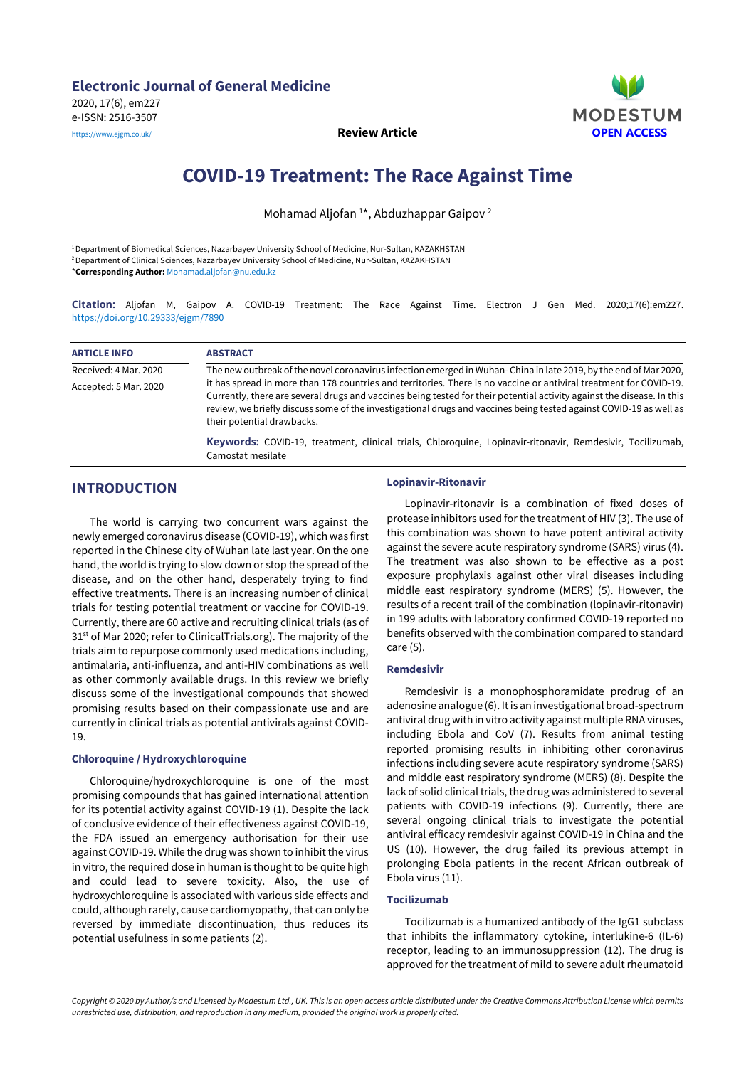**Electronic Journal of General Medicine**
2020, 17(6), em227
e-ISSN: 2516-3507
https://www.ejgm.co.uk/

**Review Article**

MODESTUM
OPEN ACCESS

# COVID-19 Treatment: The Race Against Time

Mohamad Aljofan [1*], Abduzhappar Gaipov [2]

[1] Department of Biomedical Sciences, Nazarbayev University School of Medicine, Nur-Sultan, KAZAKHSTAN
[2] Department of Clinical Sciences, Nazarbayev University School of Medicine, Nur-Sultan, KAZAKHSTAN
*Corresponding Author: Mohamad.aljofan@nu.edu.kz

**Citation:** Aljofan M, Gaipov A. COVID-19 Treatment: The Race Against Time. Electron J Gen Med. 2020;17(6):em227. https://doi.org/10.29333/ejgm/7890

| ARTICLE INFO | ABSTRACT |
|---|---|
| Received: 4 Mar. 2020<br>Accepted: 5 Mar. 2020 | The new outbreak of the novel coronavirus infection emerged in Wuhan- China in late 2019, by the end of Mar 2020, it has spread in more than 178 countries and territories. There is no vaccine or antiviral treatment for COVID-19. Currently, there are several drugs and vaccines being tested for their potential activity against the disease. In this review, we briefly discuss some of the investigational drugs and vaccines being tested against COVID-19 as well as their potential drawbacks.<br><br>**Keywords:** COVID-19, treatment, clinical trials, Chloroquine, Lopinavir-ritonavir, Remdesivir, Tocilizumab, Camostat mesilate |

## INTRODUCTION

The world is carrying two concurrent wars against the newly emerged coronavirus disease (COVID-19), which was first reported in the Chinese city of Wuhan late last year. On the one hand, the world is trying to slow down or stop the spread of the disease, and on the other hand, desperately trying to find effective treatments. There is an increasing number of clinical trials for testing potential treatment or vaccine for COVID-19. Currently, there are 60 active and recruiting clinical trials (as of 31st of Mar 2020; refer to ClinicalTrials.org). The majority of the trials aim to repurpose commonly used medications including, antimalaria, anti-influenza, and anti-HIV combinations as well as other commonly available drugs. In this review we briefly discuss some of the investigational compounds that showed promising results based on their compassionate use and are currently in clinical trials as potential antivirals against COVID-19.

### Chloroquine / Hydroxychloroquine

Chloroquine/hydroxychloroquine is one of the most promising compounds that has gained international attention for its potential activity against COVID-19 (1). Despite the lack of conclusive evidence of their effectiveness against COVID-19, the FDA issued an emergency authorisation for their use against COVID-19. While the drug was shown to inhibit the virus in vitro, the required dose in human is thought to be quite high and could lead to severe toxicity. Also, the use of hydroxychloroquine is associated with various side effects and could, although rarely, cause cardiomyopathy, that can only be reversed by immediate discontinuation, thus reduces its potential usefulness in some patients (2).

### Lopinavir-Ritonavir

Lopinavir-ritonavir is a combination of fixed doses of protease inhibitors used for the treatment of HIV (3). The use of this combination was shown to have potent antiviral activity against the severe acute respiratory syndrome (SARS) virus (4). The treatment was also shown to be effective as a post exposure prophylaxis against other viral diseases including middle east respiratory syndrome (MERS) (5). However, the results of a recent trail of the combination (lopinavir-ritonavir) in 199 adults with laboratory confirmed COVID-19 reported no benefits observed with the combination compared to standard care (5).

### Remdesivir

Remdesivir is a monophosphoramidate prodrug of an adenosine analogue (6). It is an investigational broad-spectrum antiviral drug with in vitro activity against multiple RNA viruses, including Ebola and CoV (7). Results from animal testing reported promising results in inhibiting other coronavirus infections including severe acute respiratory syndrome (SARS) and middle east respiratory syndrome (MERS) (8). Despite the lack of solid clinical trials, the drug was administered to several patients with COVID-19 infections (9). Currently, there are several ongoing clinical trials to investigate the potential antiviral efficacy remdesivir against COVID-19 in China and the US (10). However, the drug failed its previous attempt in prolonging Ebola patients in the recent African outbreak of Ebola virus (11).

### Tocilizumab

Tocilizumab is a humanized antibody of the IgG1 subclass that inhibits the inflammatory cytokine, interlukine-6 (IL-6) receptor, leading to an immunosuppression (12). The drug is approved for the treatment of mild to severe adult rheumatoid

*Copyright © 2020 by Author/s and Licensed by Modestum Ltd., UK. This is an open access article distributed under the Creative Commons Attribution License which permits unrestricted use, distribution, and reproduction in any medium, provided the original work is properly cited.*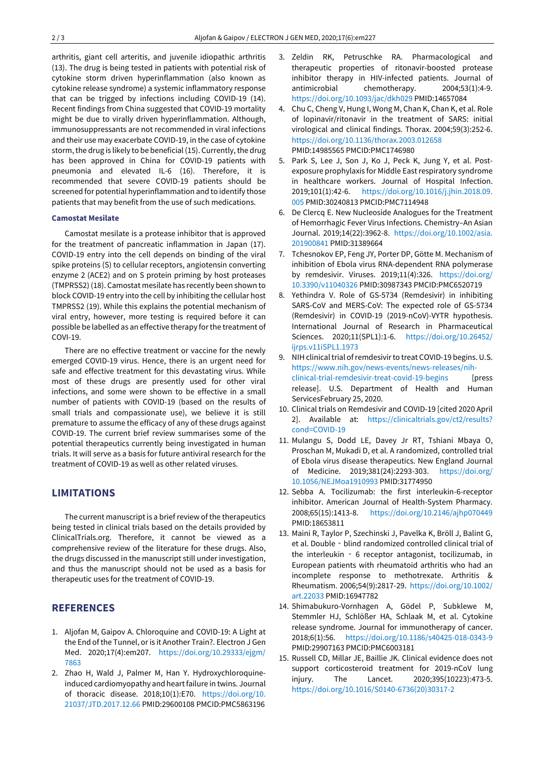arthritis, giant cell arteritis, and juvenile idiopathic arthritis (13). The drug is being tested in patients with potential risk of cytokine storm driven hyperinflammation (also known as cytokine release syndrome) a systemic inflammatory response that can be trigged by infections including COVID-19 (14). Recent findings from China suggested that COVID-19 mortality might be due to virally driven hyperinflammation. Although, immunosuppressants are not recommended in viral infections and their use may exacerbate COVID-19, in the case of cytokine storm, the drug is likely to be beneficial (15). Currently, the drug has been approved in China for COVID-19 patients with pneumonia and elevated IL-6 (16). Therefore, it is recommended that severe COVID-19 patients should be screened for potential hyperinflammation and to identify those patients that may benefit from the use of such medications.

### Camostat Mesilate

Camostat mesilate is a protease inhibitor that is approved for the treatment of pancreatic inflammation in Japan (17). COVID-19 entry into the cell depends on binding of the viral spike proteins (S) to cellular receptors, angiotensin converting enzyme 2 (ACE2) and on S protein priming by host proteases (TMPRSS2) (18). Camostat mesilate has recently been shown to block COVID-19 entry into the cell by inhibiting the cellular host TMPRSS2 (19). While this explains the potential mechanism of viral entry, however, more testing is required before it can possible be labelled as an effective therapy for the treatment of COVI-19.

There are no effective treatment or vaccine for the newly emerged COVID-19 virus. Hence, there is an urgent need for safe and effective treatment for this devastating virus. While most of these drugs are presently used for other viral infections, and some were shown to be effective in a small number of patients with COVID-19 (based on the results of small trials and compassionate use), we believe it is still premature to assume the efficacy of any of these drugs against COVID-19. The current brief review summarises some of the potential therapeutics currently being investigated in human trials. It will serve as a basis for future antiviral research for the treatment of COVID-19 as well as other related viruses.

## LIMITATIONS

The current manuscript is a brief review of the therapeutics being tested in clinical trials based on the details provided by ClinicalTrials.org. Therefore, it cannot be viewed as a comprehensive review of the literature for these drugs. Also, the drugs discussed in the manuscript still under investigation, and thus the manuscript should not be used as a basis for therapeutic uses for the treatment of COVID-19.

## REFERENCES

1. Aljofan M, Gaipov A. Chloroquine and COVID-19: A Light at the End of the Tunnel, or is it Another Train?. Electron J Gen Med. 2020;17(4):em207. https://doi.org/10.29333/ejgm/7863
2. Zhao H, Wald J, Palmer M, Han Y. Hydroxychloroquine-induced cardiomyopathy and heart failure in twins. Journal of thoracic disease. 2018;10(1):E70. https://doi.org/10.21037/JTD.2017.12.66 PMID:29600108 PMCID:PMC5863196
3. Zeldin RK, Petruschke RA. Pharmacological and therapeutic properties of ritonavir-boosted protease inhibitor therapy in HIV-infected patients. Journal of antimicrobial chemotherapy. 2004;53(1):4-9. https://doi.org/10.1093/jac/dkh029 PMID:14657084
4. Chu C, Cheng V, Hung I, Wong M, Chan K, Chan K, et al. Role of lopinavir/ritonavir in the treatment of SARS: initial virological and clinical findings. Thorax. 2004;59(3):252-6. https://doi.org/10.1136/thorax.2003.012658 PMID:14985565 PMCID:PMC1746980
5. Park S, Lee J, Son J, Ko J, Peck K, Jung Y, et al. Post-exposure prophylaxis for Middle East respiratory syndrome in healthcare workers. Journal of Hospital Infection. 2019;101(1):42-6. https://doi.org/10.1016/j.jhin.2018.09.005 PMID:30240813 PMCID:PMC7114948
6. De Clercq E. New Nucleoside Analogues for the Treatment of Hemorrhagic Fever Virus Infections. Chemistry–An Asian Journal. 2019;14(22):3962-8. https://doi.org/10.1002/asia.201900841 PMID:31389664
7. Tchesnokov EP, Feng JY, Porter DP, Götte M. Mechanism of inhibition of Ebola virus RNA-dependent RNA polymerase by remdesivir. Viruses. 2019;11(4):326. https://doi.org/10.3390/v11040326 PMID:30987343 PMCID:PMC6520719
8. Yethindra V. Role of GS-5734 (Remdesivir) in inhibiting SARS-CoV and MERS-CoV: The expected role of GS-5734 (Remdesivir) in COVID-19 (2019-nCoV)-VYTR hypothesis. International Journal of Research in Pharmaceutical Sciences. 2020;11(SPL1):1-6. https://doi.org/10.26452/ijrps.v11iSPL1.1973
9. NIH clinical trial of remdesivir to treat COVID-19 begins. U.S. https://www.nih.gov/news-events/news-releases/nih-clinical-trial-remdesivir-treat-covid-19-begins [press release]. U.S. Department of Health and Human ServicesFebruary 25, 2020.
10. Clinical trials on Remdesivir and COVID-19 [cited 2020 April 2]. Available at: https://clinicaltrials.gov/ct2/results?cond=COVID-19
11. Mulangu S, Dodd LE, Davey Jr RT, Tshiani Mbaya O, Proschan M, Mukadi D, et al. A randomized, controlled trial of Ebola virus disease therapeutics. New England Journal of Medicine. 2019;381(24):2293-303. https://doi.org/10.1056/NEJMoa1910993 PMID:31774950
12. Sebba A. Tocilizumab: the first interleukin-6-receptor inhibitor. American Journal of Health-System Pharmacy. 2008;65(15):1413-8. https://doi.org/10.2146/ajhp070449 PMID:18653811
13. Maini R, Taylor P, Szechinski J, Pavelka K, Bröll J, Balint G, et al. Double‐blind randomized controlled clinical trial of the interleukin‐6 receptor antagonist, tocilizumab, in European patients with rheumatoid arthritis who had an incomplete response to methotrexate. Arthritis & Rheumatism. 2006;54(9):2817-29. https://doi.org/10.1002/art.22033 PMID:16947782
14. Shimabukuro-Vornhagen A, Gödel P, Subklewe M, Stemmler HJ, Schlößer HA, Schlaak M, et al. Cytokine release syndrome. Journal for immunotherapy of cancer. 2018;6(1):56. https://doi.org/10.1186/s40425-018-0343-9 PMID:29907163 PMCID:PMC6003181
15. Russell CD, Millar JE, Baillie JK. Clinical evidence does not support corticosteroid treatment for 2019-nCoV lung injury. The Lancet. 2020;395(10223):473-5. https://doi.org/10.1016/S0140-6736(20)30317-2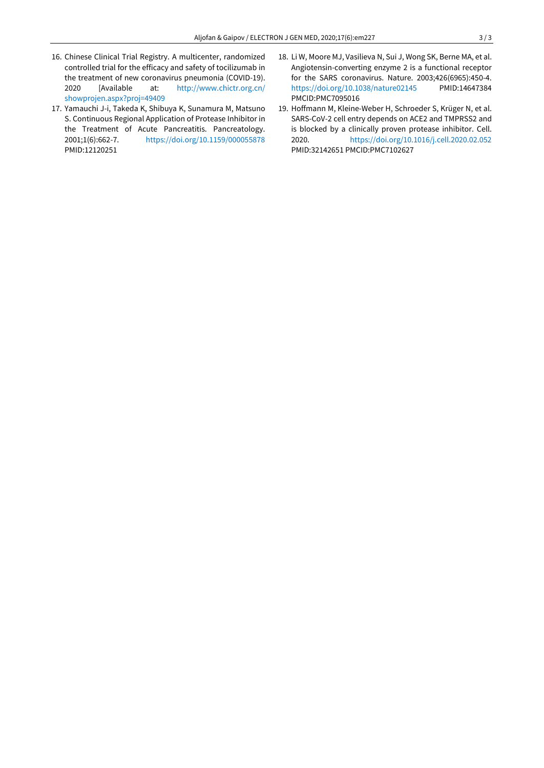16. Chinese Clinical Trial Registry. A multicenter, randomized controlled trial for the efficacy and safety of tocilizumab in the treatment of new coronavirus pneumonia (COVID-19). 2020 [Available at: http://www.chictr.org.cn/showprojen.aspx?proj=49409
17. Yamauchi J-i, Takeda K, Shibuya K, Sunamura M, Matsuno S. Continuous Regional Application of Protease Inhibitor in the Treatment of Acute Pancreatitis. Pancreatology. 2001;1(6):662-7. https://doi.org/10.1159/000055878 PMID:12120251
18. Li W, Moore MJ, Vasilieva N, Sui J, Wong SK, Berne MA, et al. Angiotensin-converting enzyme 2 is a functional receptor for the SARS coronavirus. Nature. 2003;426(6965):450-4. https://doi.org/10.1038/nature02145 PMID:14647384 PMCID:PMC7095016
19. Hoffmann M, Kleine-Weber H, Schroeder S, Krüger N, et al. SARS-CoV-2 cell entry depends on ACE2 and TMPRSS2 and is blocked by a clinically proven protease inhibitor. Cell. 2020. https://doi.org/10.1016/j.cell.2020.02.052 PMID:32142651 PMCID:PMC7102627